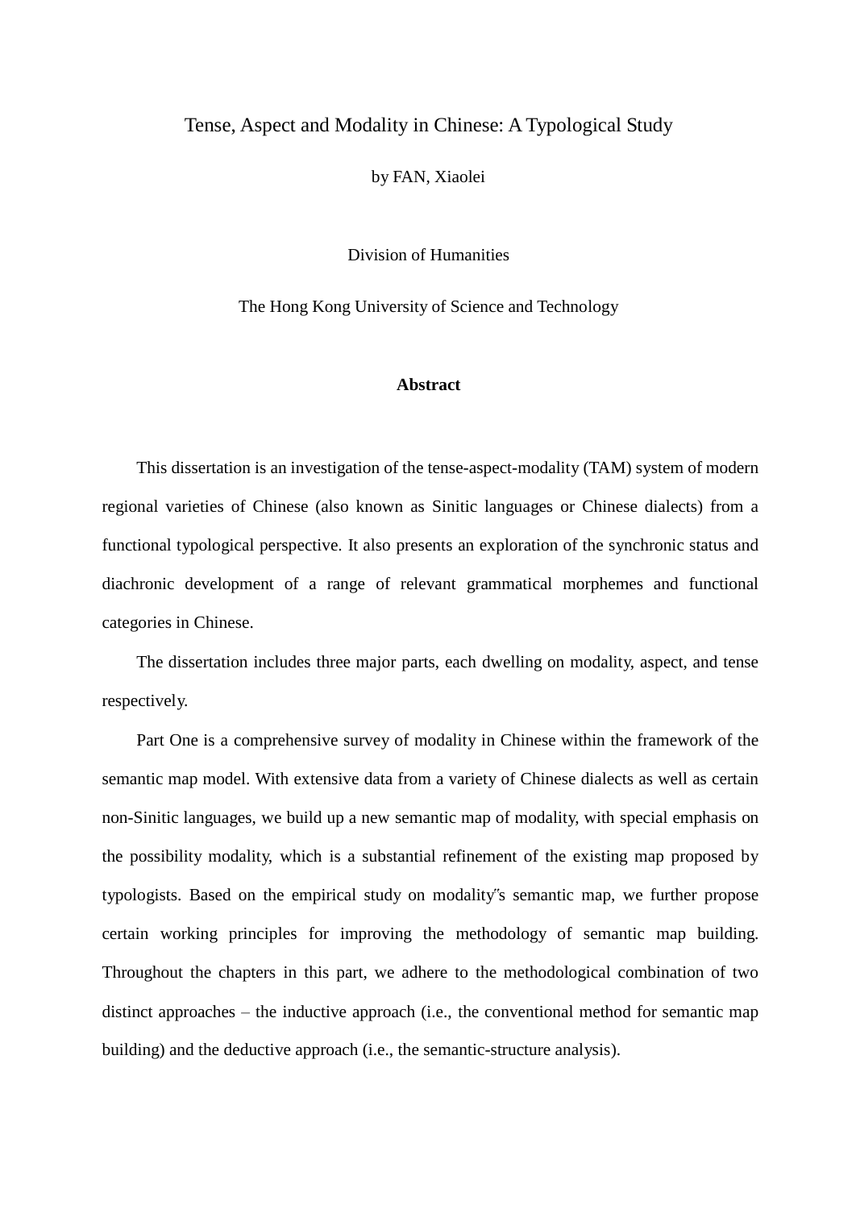# Tense, Aspect and Modality in Chinese: A Typological Study

by FAN, Xiaolei

Division of Humanities

The Hong Kong University of Science and Technology

## Abstract

This dissertation is an investigation of the tense-aspect-modality (TAM) system of modern regional varieties of Chinese (also known as Sinitic languages or Chinese dialects) from a functional typological perspective. It also presents an exploration of the synchronic status and diachronic development of a range of relevant grammatical morphemes and functional categories in Chinese.

The dissertation includes three major parts, each dwelling on modality, aspect, and tense respectively.

Part One is a comprehensive survey of modality in Chinese within the framework of the semantic map model. With extensive data from a variety of Chinese dialects as well as certain non-Sinitic languages, we build up a new semantic map of modality, with special emphasis on the possibility modality, which is a substantial refinement of the existing map proposed by typologists. Based on the empirical study on modality‟s semantic map, we further propose certain working principles for improving the methodology of semantic map building. Throughout the chapters in this part, we adhere to the methodological combination of two distinct approaches – the inductive approach (i.e., the conventional method for semantic map building) and the deductive approach (i.e., the semantic-structure analysis).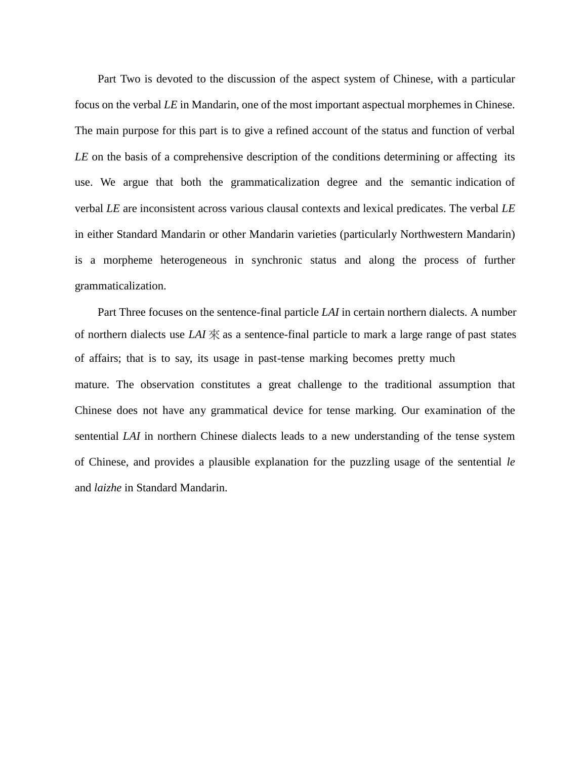Part Two is devoted to the discussion of the aspect system of Chinese, with a particular focus on the verbal *LE* in Mandarin, one of the most important aspectual morphemes in Chinese. The main purpose for this part is to give a refined account of the status and function of verbal *LE* on the basis of a comprehensive description of the conditions determining or affecting its use. We argue that both the grammaticalization degree and the semantic indication of verbal *LE* are inconsistent across various clausal contexts and lexical predicates. The verbal *LE* in either Standard Mandarin or other Mandarin varieties (particularly Northwestern Mandarin) is a morpheme heterogeneous in synchronic status and along the process of further grammaticalization.

Part Three focuses on the sentence-final particle *LAI* in certain northern dialects. A number of northern dialects use *LAI* 來 as a sentence-final particle to mark a large range of past states of affairs; that is to say, its usage in past-tense marking becomes pretty much mature. The observation constitutes a great challenge to the traditional assumption that Chinese does not have any grammatical device for tense marking. Our examination of the sentential *LAI* in northern Chinese dialects leads to a new understanding of the tense system of Chinese, and provides a plausible explanation for the puzzling usage of the sentential *le* and *laizhe* in Standard Mandarin.